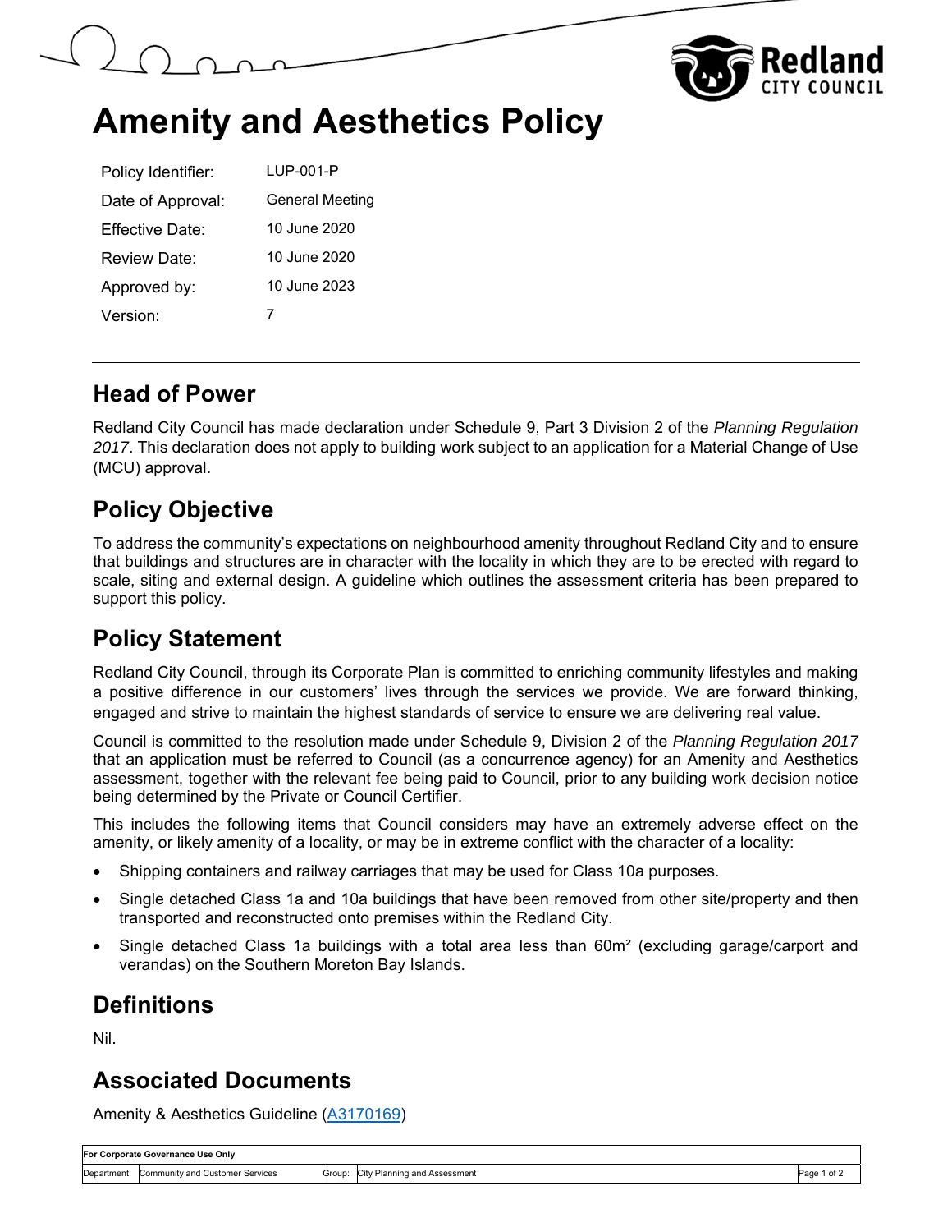# Amenity and Aesthetics Policy

| | |
|---|---|
| Policy Identifier: | LUP-001-P |
| Date of Approval: | General Meeting |
| Effective Date: | 10 June 2020 |
| Review Date: | 10 June 2020 |
| Approved by: | 10 June 2023 |
| Version: | 7 |

## Head of Power

Redland City Council has made declaration under Schedule 9, Part 3 Division 2 of the *Planning Regulation 2017*. This declaration does not apply to building work subject to an application for a Material Change of Use (MCU) approval.

## Policy Objective

To address the community's expectations on neighbourhood amenity throughout Redland City and to ensure that buildings and structures are in character with the locality in which they are to be erected with regard to scale, siting and external design. A guideline which outlines the assessment criteria has been prepared to support this policy.

## Policy Statement

Redland City Council, through its Corporate Plan is committed to enriching community lifestyles and making a positive difference in our customers' lives through the services we provide. We are forward thinking, engaged and strive to maintain the highest standards of service to ensure we are delivering real value.

Council is committed to the resolution made under Schedule 9, Division 2 of the *Planning Regulation 2017* that an application must be referred to Council (as a concurrence agency) for an Amenity and Aesthetics assessment, together with the relevant fee being paid to Council, prior to any building work decision notice being determined by the Private or Council Certifier.

This includes the following items that Council considers may have an extremely adverse effect on the amenity, or likely amenity of a locality, or may be in extreme conflict with the character of a locality:

- Shipping containers and railway carriages that may be used for Class 10a purposes.
- Single detached Class 1a and 10a buildings that have been removed from other site/property and then transported and reconstructed onto premises within the Redland City.
- Single detached Class 1a buildings with a total area less than 60m² (excluding garage/carport and verandas) on the Southern Moreton Bay Islands.

## Definitions

Nil.

## Associated Documents

Amenity & Aesthetics Guideline (A3170169)

| For Corporate Governance Use Only | | | |
|---|---|---|---|
| Department: Community and Customer Services | Group: City Planning and Assessment | | |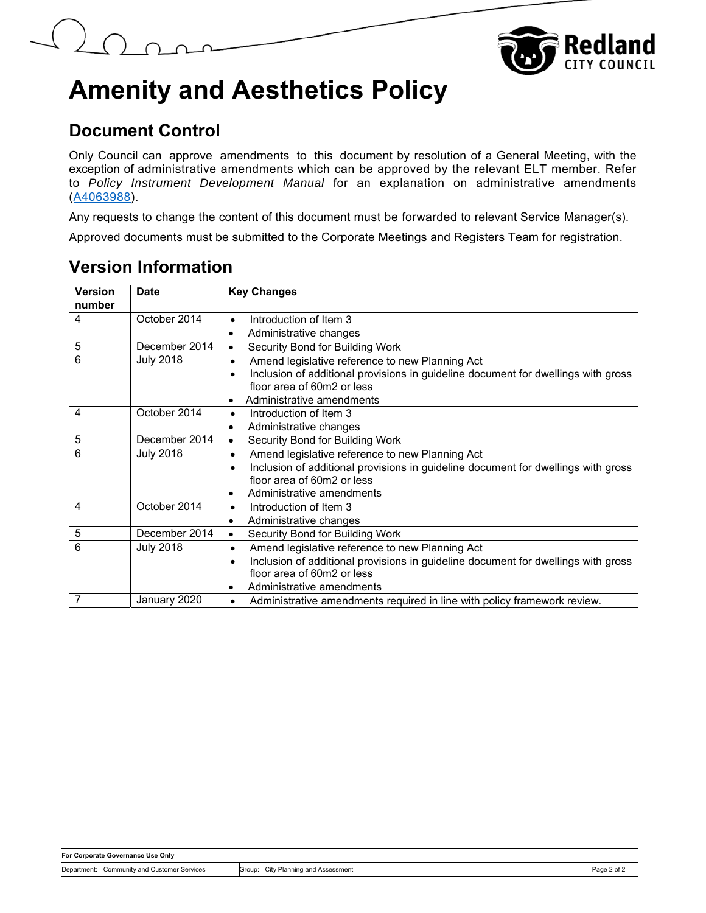# Amenity and Aesthetics Policy

## Document Control

Only Council can approve amendments to this document by resolution of a General Meeting, with the exception of administrative amendments which can be approved by the relevant ELT member. Refer to *Policy Instrument Development Manual* for an explanation on administrative amendments (A4063988).

Any requests to change the content of this document must be forwarded to relevant Service Manager(s).

Approved documents must be submitted to the Corporate Meetings and Registers Team for registration.

## Version Information

| Version number | Date | Key Changes |
|---|---|---|
| 4 | October 2014 | • Introduction of Item 3<br>• Administrative changes |
| 5 | December 2014 | • Security Bond for Building Work |
| 6 | July 2018 | • Amend legislative reference to new Planning Act<br>• Inclusion of additional provisions in guideline document for dwellings with gross floor area of 60m2 or less<br>• Administrative amendments |
| 4 | October 2014 | • Introduction of Item 3<br>• Administrative changes |
| 5 | December 2014 | • Security Bond for Building Work |
| 6 | July 2018 | • Amend legislative reference to new Planning Act<br>• Inclusion of additional provisions in guideline document for dwellings with gross floor area of 60m2 or less<br>• Administrative amendments |
| 4 | October 2014 | • Introduction of Item 3<br>• Administrative changes |
| 5 | December 2014 | • Security Bond for Building Work |
| 6 | July 2018 | • Amend legislative reference to new Planning Act<br>• Inclusion of additional provisions in guideline document for dwellings with gross floor area of 60m2 or less<br>• Administrative amendments |
| 7 | January 2020 | • Administrative amendments required in line with policy framework review. |

| For Corporate Governance Use Only | | | |
|---|---|---|---|
| Department: Community and Customer Services | Group: City Planning and Assessment | | |